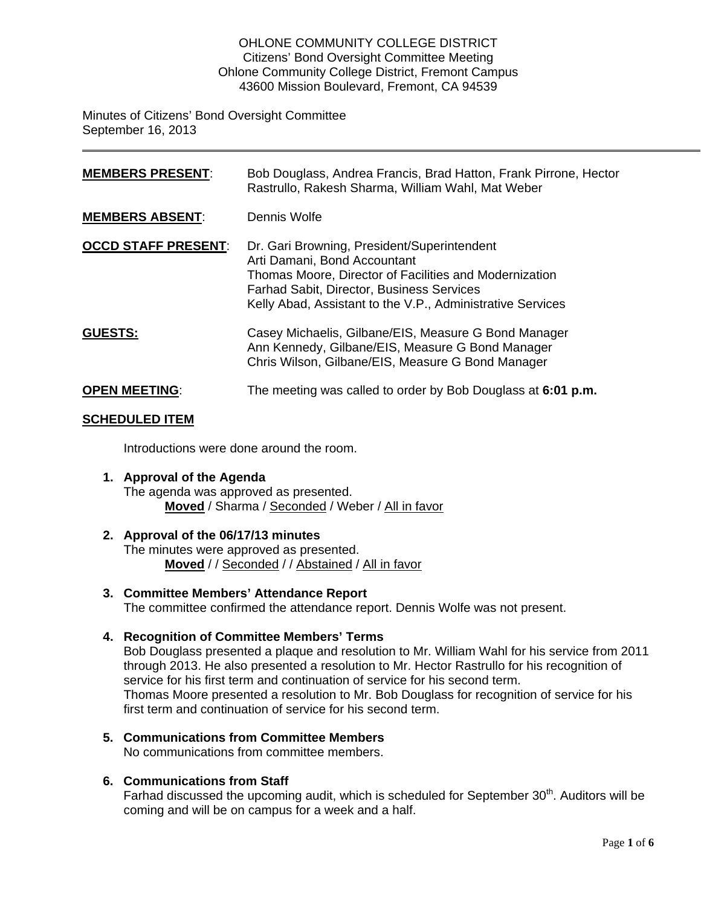OHLONE COMMUNITY COLLEGE DISTRICT
Citizens' Bond Oversight Committee Meeting
Ohlone Community College District, Fremont Campus
43600 Mission Boulevard, Fremont, CA 94539

Minutes of Citizens' Bond Oversight Committee
September 16, 2013

---

**MEMBERS PRESENT**: Bob Douglass, Andrea Francis, Brad Hatton, Frank Pirrone, Hector Rastrullo, Rakesh Sharma, William Wahl, Mat Weber

**MEMBERS ABSENT**: Dennis Wolfe

**OCCD STAFF PRESENT**:
Dr. Gari Browning, President/Superintendent
Arti Damani, Bond Accountant
Thomas Moore, Director of Facilities and Modernization
Farhad Sabit, Director, Business Services
Kelly Abad, Assistant to the V.P., Administrative Services

**GUESTS:**
Casey Michaelis, Gilbane/EIS, Measure G Bond Manager
Ann Kennedy, Gilbane/EIS, Measure G Bond Manager
Chris Wilson, Gilbane/EIS, Measure G Bond Manager

**OPEN MEETING**: The meeting was called to order by Bob Douglass at **6:01 p.m.**

**SCHEDULED ITEM**

Introductions were done around the room.

1. **Approval of the Agenda**
   The agenda was approved as presented.
   **Moved** / Sharma / Seconded / Weber / All in favor

2. **Approval of the 06/17/13 minutes**
   The minutes were approved as presented.
   **Moved** / / Seconded / / Abstained / All in favor

3. **Committee Members' Attendance Report**
   The committee confirmed the attendance report. Dennis Wolfe was not present.

4. **Recognition of Committee Members' Terms**
   Bob Douglass presented a plaque and resolution to Mr. William Wahl for his service from 2011 through 2013. He also presented a resolution to Mr. Hector Rastrullo for his recognition of service for his first term and continuation of service for his second term.
   Thomas Moore presented a resolution to Mr. Bob Douglass for recognition of service for his first term and continuation of service for his second term.

5. **Communications from Committee Members**
   No communications from committee members.

6. **Communications from Staff**
   Farhad discussed the upcoming audit, which is scheduled for September 30th. Auditors will be coming and will be on campus for a week and a half.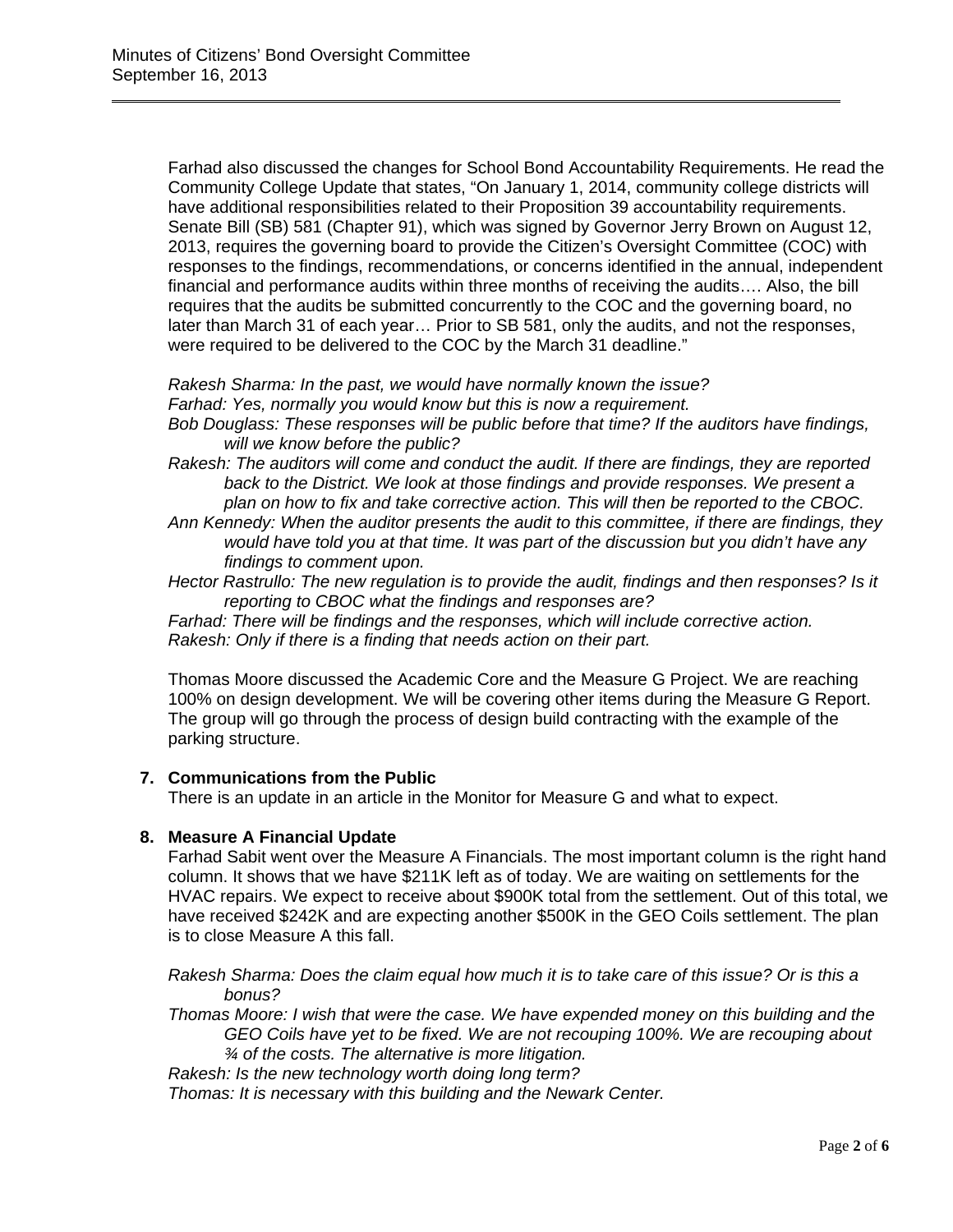Farhad also discussed the changes for School Bond Accountability Requirements. He read the Community College Update that states, "On January 1, 2014, community college districts will have additional responsibilities related to their Proposition 39 accountability requirements. Senate Bill (SB) 581 (Chapter 91), which was signed by Governor Jerry Brown on August 12, 2013, requires the governing board to provide the Citizen's Oversight Committee (COC) with responses to the findings, recommendations, or concerns identified in the annual, independent financial and performance audits within three months of receiving the audits…. Also, the bill requires that the audits be submitted concurrently to the COC and the governing board, no later than March 31 of each year… Prior to SB 581, only the audits, and not the responses, were required to be delivered to the COC by the March 31 deadline."

*Rakesh Sharma: In the past, we would have normally known the issue?*
*Farhad: Yes, normally you would know but this is now a requirement.*
*Bob Douglass: These responses will be public before that time? If the auditors have findings, will we know before the public?*
*Rakesh: The auditors will come and conduct the audit. If there are findings, they are reported back to the District. We look at those findings and provide responses. We present a plan on how to fix and take corrective action. This will then be reported to the CBOC.*
*Ann Kennedy: When the auditor presents the audit to this committee, if there are findings, they would have told you at that time. It was part of the discussion but you didn't have any findings to comment upon.*
*Hector Rastrullo: The new regulation is to provide the audit, findings and then responses? Is it reporting to CBOC what the findings and responses are?*
*Farhad: There will be findings and the responses, which will include corrective action.*
*Rakesh: Only if there is a finding that needs action on their part.*

Thomas Moore discussed the Academic Core and the Measure G Project. We are reaching 100% on design development. We will be covering other items during the Measure G Report. The group will go through the process of design build contracting with the example of the parking structure.

**7. Communications from the Public**

There is an update in an article in the Monitor for Measure G and what to expect.

**8. Measure A Financial Update**

Farhad Sabit went over the Measure A Financials. The most important column is the right hand column. It shows that we have $211K left as of today. We are waiting on settlements for the HVAC repairs. We expect to receive about $900K total from the settlement. Out of this total, we have received $242K and are expecting another $500K in the GEO Coils settlement. The plan is to close Measure A this fall.

*Rakesh Sharma: Does the claim equal how much it is to take care of this issue? Or is this a bonus?*
*Thomas Moore: I wish that were the case. We have expended money on this building and the GEO Coils have yet to be fixed. We are not recouping 100%. We are recouping about ¾ of the costs. The alternative is more litigation.*
*Rakesh: Is the new technology worth doing long term?*
*Thomas: It is necessary with this building and the Newark Center.*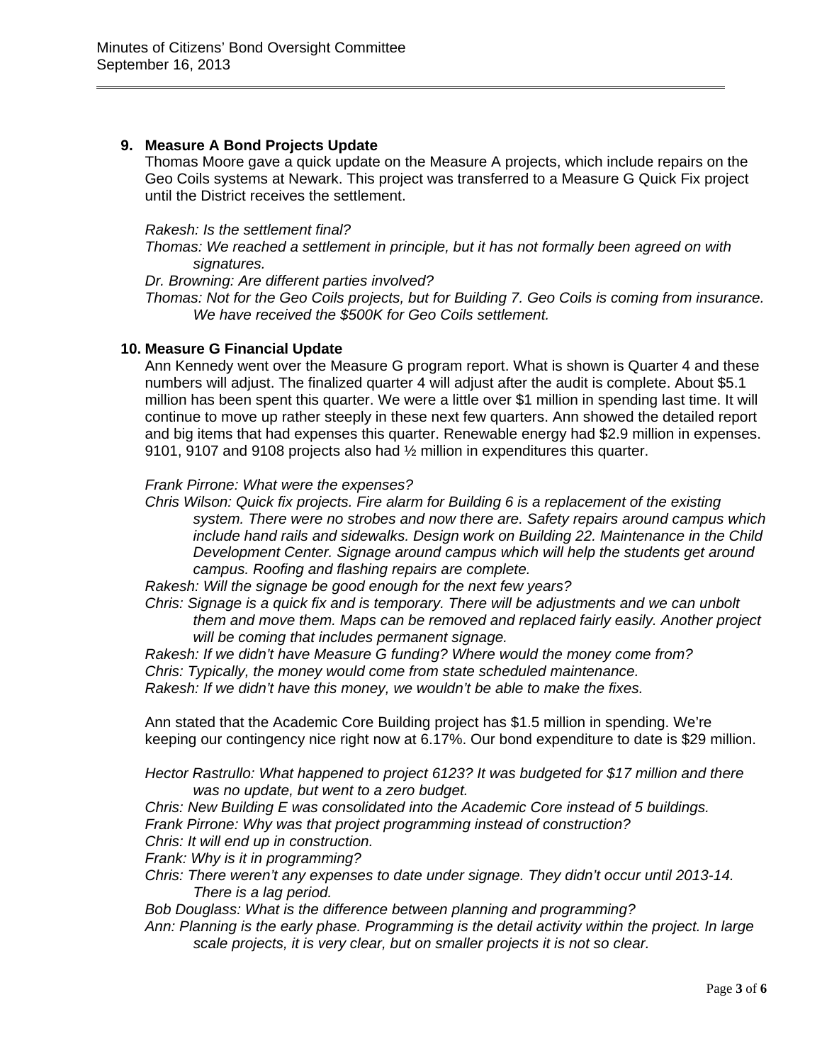**9. Measure A Bond Projects Update**

Thomas Moore gave a quick update on the Measure A projects, which include repairs on the Geo Coils systems at Newark. This project was transferred to a Measure G Quick Fix project until the District receives the settlement.

*Rakesh: Is the settlement final?*

*Thomas: We reached a settlement in principle, but it has not formally been agreed on with signatures.*

*Dr. Browning: Are different parties involved?*

*Thomas: Not for the Geo Coils projects, but for Building 7. Geo Coils is coming from insurance. We have received the $500K for Geo Coils settlement.*

**10. Measure G Financial Update**

Ann Kennedy went over the Measure G program report. What is shown is Quarter 4 and these numbers will adjust. The finalized quarter 4 will adjust after the audit is complete. About $5.1 million has been spent this quarter. We were a little over $1 million in spending last time. It will continue to move up rather steeply in these next few quarters. Ann showed the detailed report and big items that had expenses this quarter. Renewable energy had $2.9 million in expenses. 9101, 9107 and 9108 projects also had ½ million in expenditures this quarter.

*Frank Pirrone: What were the expenses?*

*Chris Wilson: Quick fix projects. Fire alarm for Building 6 is a replacement of the existing system. There were no strobes and now there are. Safety repairs around campus which include hand rails and sidewalks. Design work on Building 22. Maintenance in the Child Development Center. Signage around campus which will help the students get around campus. Roofing and flashing repairs are complete.*

*Rakesh: Will the signage be good enough for the next few years?*

*Chris: Signage is a quick fix and is temporary. There will be adjustments and we can unbolt them and move them. Maps can be removed and replaced fairly easily. Another project will be coming that includes permanent signage.*

*Rakesh: If we didn't have Measure G funding? Where would the money come from?*

*Chris: Typically, the money would come from state scheduled maintenance.*

*Rakesh: If we didn't have this money, we wouldn't be able to make the fixes.*

Ann stated that the Academic Core Building project has $1.5 million in spending. We're keeping our contingency nice right now at 6.17%. Our bond expenditure to date is $29 million.

*Hector Rastrullo: What happened to project 6123? It was budgeted for $17 million and there was no update, but went to a zero budget.*

*Chris: New Building E was consolidated into the Academic Core instead of 5 buildings.*

*Frank Pirrone: Why was that project programming instead of construction?*

*Chris: It will end up in construction.*

*Frank: Why is it in programming?*

*Chris: There weren't any expenses to date under signage. They didn't occur until 2013-14. There is a lag period.*

*Bob Douglass: What is the difference between planning and programming?*

*Ann: Planning is the early phase. Programming is the detail activity within the project. In large scale projects, it is very clear, but on smaller projects it is not so clear.*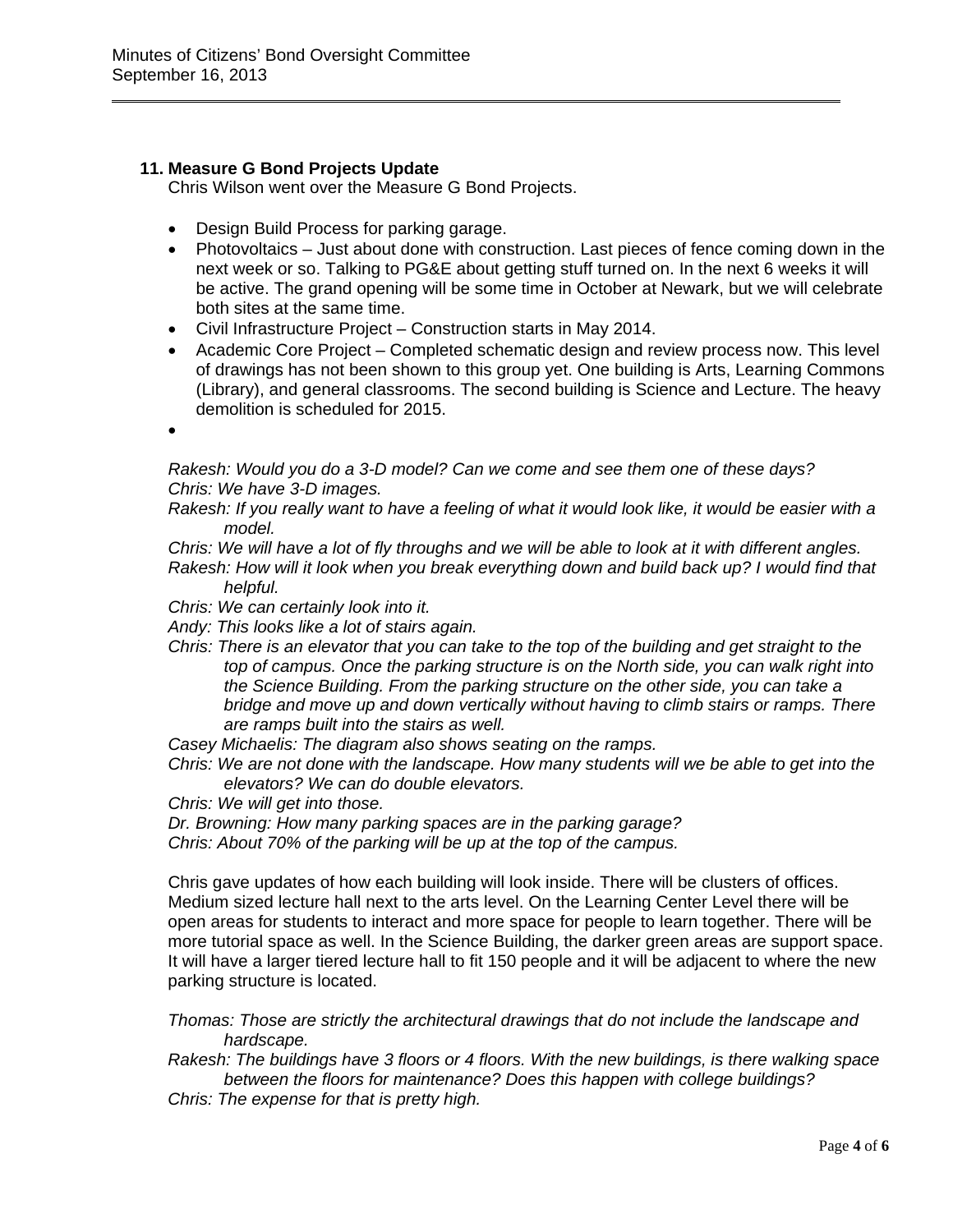## 11. Measure G Bond Projects Update

Chris Wilson went over the Measure G Bond Projects.

- Design Build Process for parking garage.
- Photovoltaics – Just about done with construction. Last pieces of fence coming down in the next week or so. Talking to PG&E about getting stuff turned on. In the next 6 weeks it will be active. The grand opening will be some time in October at Newark, but we will celebrate both sites at the same time.
- Civil Infrastructure Project – Construction starts in May 2014.
- Academic Core Project – Completed schematic design and review process now. This level of drawings has not been shown to this group yet. One building is Arts, Learning Commons (Library), and general classrooms. The second building is Science and Lecture. The heavy demolition is scheduled for 2015.
-

*Rakesh: Would you do a 3-D model? Can we come and see them one of these days?*
*Chris: We have 3-D images.*
*Rakesh: If you really want to have a feeling of what it would look like, it would be easier with a model.*
*Chris: We will have a lot of fly throughs and we will be able to look at it with different angles.*
*Rakesh: How will it look when you break everything down and build back up? I would find that helpful.*
*Chris: We can certainly look into it.*
*Andy: This looks like a lot of stairs again.*
*Chris: There is an elevator that you can take to the top of the building and get straight to the top of campus. Once the parking structure is on the North side, you can walk right into the Science Building. From the parking structure on the other side, you can take a bridge and move up and down vertically without having to climb stairs or ramps. There are ramps built into the stairs as well.*
*Casey Michaelis: The diagram also shows seating on the ramps.*
*Chris: We are not done with the landscape. How many students will we be able to get into the elevators? We can do double elevators.*
*Chris: We will get into those.*
*Dr. Browning: How many parking spaces are in the parking garage?*
*Chris: About 70% of the parking will be up at the top of the campus.*

Chris gave updates of how each building will look inside. There will be clusters of offices. Medium sized lecture hall next to the arts level. On the Learning Center Level there will be open areas for students to interact and more space for people to learn together. There will be more tutorial space as well. In the Science Building, the darker green areas are support space. It will have a larger tiered lecture hall to fit 150 people and it will be adjacent to where the new parking structure is located.

*Thomas: Those are strictly the architectural drawings that do not include the landscape and hardscape.*
*Rakesh: The buildings have 3 floors or 4 floors. With the new buildings, is there walking space between the floors for maintenance? Does this happen with college buildings?*
*Chris: The expense for that is pretty high.*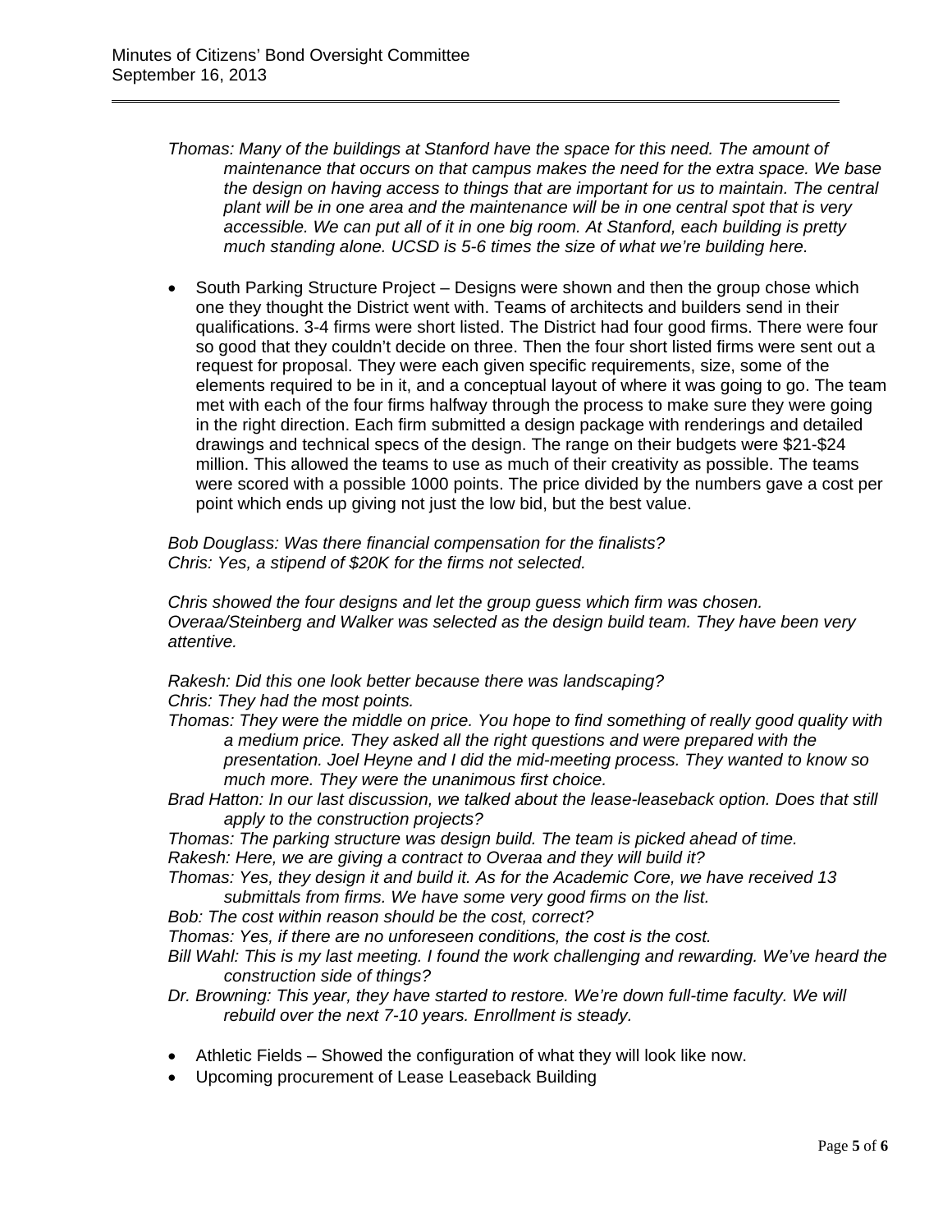*Thomas: Many of the buildings at Stanford have the space for this need. The amount of maintenance that occurs on that campus makes the need for the extra space. We base the design on having access to things that are important for us to maintain. The central plant will be in one area and the maintenance will be in one central spot that is very accessible. We can put all of it in one big room. At Stanford, each building is pretty much standing alone. UCSD is 5-6 times the size of what we're building here.*

- South Parking Structure Project – Designs were shown and then the group chose which one they thought the District went with. Teams of architects and builders send in their qualifications. 3-4 firms were short listed. The District had four good firms. There were four so good that they couldn't decide on three. Then the four short listed firms were sent out a request for proposal. They were each given specific requirements, size, some of the elements required to be in it, and a conceptual layout of where it was going to go. The team met with each of the four firms halfway through the process to make sure they were going in the right direction. Each firm submitted a design package with renderings and detailed drawings and technical specs of the design. The range on their budgets were $21-$24 million. This allowed the teams to use as much of their creativity as possible. The teams were scored with a possible 1000 points. The price divided by the numbers gave a cost per point which ends up giving not just the low bid, but the best value.

*Bob Douglass: Was there financial compensation for the finalists?*
*Chris: Yes, a stipend of $20K for the firms not selected.*

*Chris showed the four designs and let the group guess which firm was chosen. Overaa/Steinberg and Walker was selected as the design build team. They have been very attentive.*

*Rakesh: Did this one look better because there was landscaping?*
*Chris: They had the most points.*
*Thomas: They were the middle on price. You hope to find something of really good quality with a medium price. They asked all the right questions and were prepared with the presentation. Joel Heyne and I did the mid-meeting process. They wanted to know so much more. They were the unanimous first choice.*
*Brad Hatton: In our last discussion, we talked about the lease-leaseback option. Does that still apply to the construction projects?*
*Thomas: The parking structure was design build. The team is picked ahead of time.*
*Rakesh: Here, we are giving a contract to Overaa and they will build it?*
*Thomas: Yes, they design it and build it. As for the Academic Core, we have received 13 submittals from firms. We have some very good firms on the list.*
*Bob: The cost within reason should be the cost, correct?*
*Thomas: Yes, if there are no unforeseen conditions, the cost is the cost.*
*Bill Wahl: This is my last meeting. I found the work challenging and rewarding. We've heard the construction side of things?*
*Dr. Browning: This year, they have started to restore. We're down full-time faculty. We will rebuild over the next 7-10 years. Enrollment is steady.*

- Athletic Fields – Showed the configuration of what they will look like now.
- Upcoming procurement of Lease Leaseback Building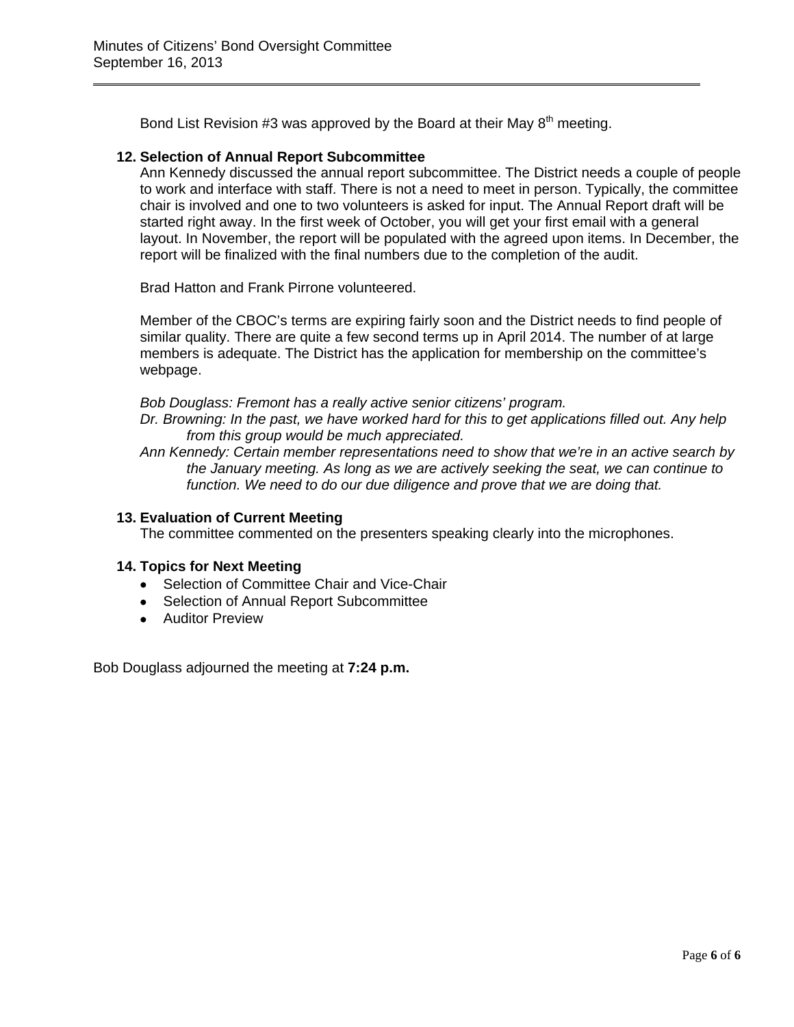Bond List Revision #3 was approved by the Board at their May 8th meeting.

**12. Selection of Annual Report Subcommittee**

Ann Kennedy discussed the annual report subcommittee. The District needs a couple of people to work and interface with staff. There is not a need to meet in person. Typically, the committee chair is involved and one to two volunteers is asked for input. The Annual Report draft will be started right away. In the first week of October, you will get your first email with a general layout. In November, the report will be populated with the agreed upon items. In December, the report will be finalized with the final numbers due to the completion of the audit.

Brad Hatton and Frank Pirrone volunteered.

Member of the CBOC's terms are expiring fairly soon and the District needs to find people of similar quality. There are quite a few second terms up in April 2014. The number of at large members is adequate. The District has the application for membership on the committee's webpage.

*Bob Douglass: Fremont has a really active senior citizens' program.*

*Dr. Browning: In the past, we have worked hard for this to get applications filled out. Any help from this group would be much appreciated.*

*Ann Kennedy: Certain member representations need to show that we're in an active search by the January meeting. As long as we are actively seeking the seat, we can continue to function. We need to do our due diligence and prove that we are doing that.*

**13. Evaluation of Current Meeting**

The committee commented on the presenters speaking clearly into the microphones.

**14. Topics for Next Meeting**

- Selection of Committee Chair and Vice-Chair
- Selection of Annual Report Subcommittee
- Auditor Preview

Bob Douglass adjourned the meeting at **7:24 p.m.**